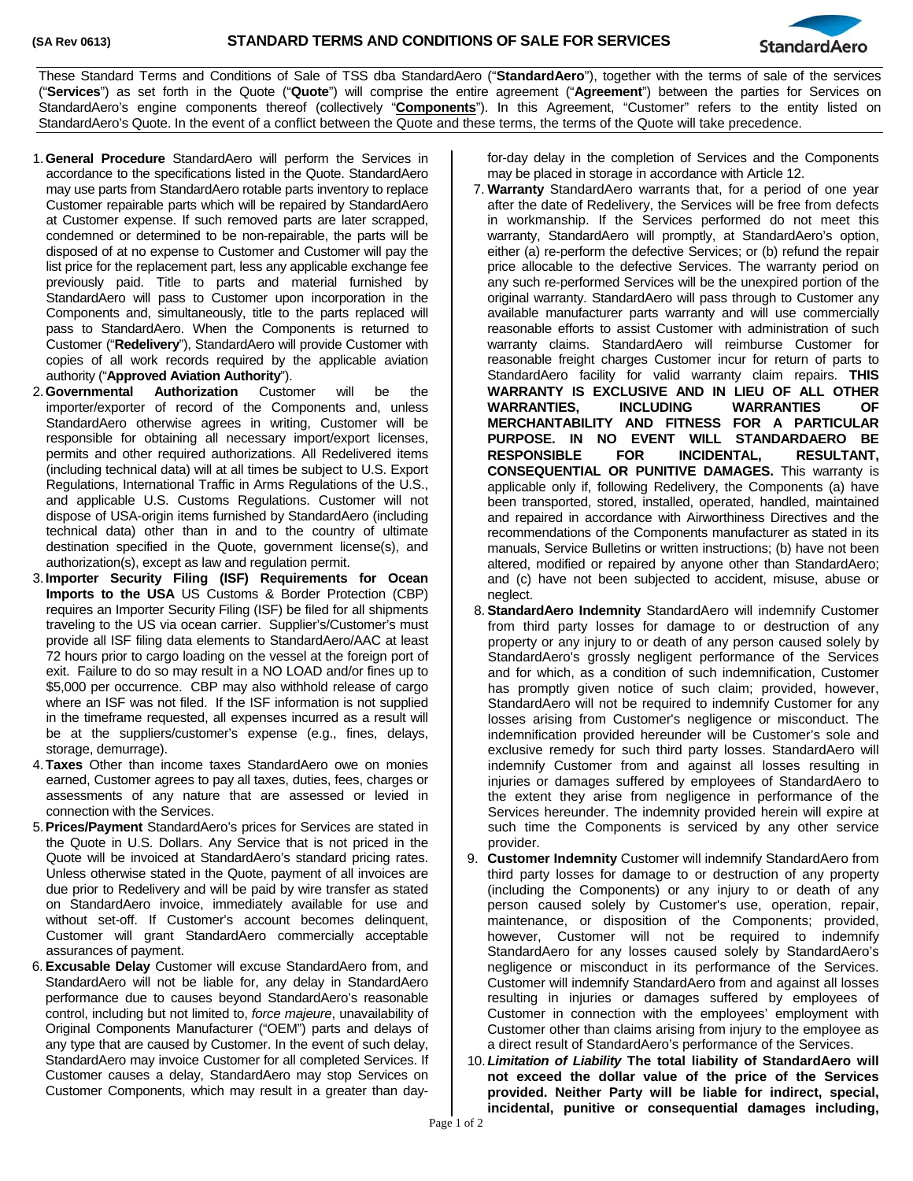(SA Rev 0613)

# STANDARD TERMS AND CONDITIONS OF SALE FOR SERVICES

These Standard Terms and Conditions of Sale of TSS dba StandardAero ("**StandardAero**"), together with the terms of sale of the services ("**Services**") as set forth in the Quote ("**Quote**") will comprise the entire agreement ("**Agreement**") between the parties for Services on StandardAero's engine components thereof (collectively "**Components**"). In this Agreement, "Customer" refers to the entity listed on StandardAero's Quote. In the event of a conflict between the Quote and these terms, the terms of the Quote will take precedence.

1. **General Procedure** StandardAero will perform the Services in accordance to the specifications listed in the Quote. StandardAero may use parts from StandardAero rotable parts inventory to replace Customer repairable parts which will be repaired by StandardAero at Customer expense. If such removed parts are later scrapped, condemned or determined to be non-repairable, the parts will be disposed of at no expense to Customer and Customer will pay the list price for the replacement part, less any applicable exchange fee previously paid. Title to parts and material furnished by StandardAero will pass to Customer upon incorporation in the Components and, simultaneously, title to the parts replaced will pass to StandardAero. When the Components is returned to Customer ("**Redelivery**"), StandardAero will provide Customer with copies of all work records required by the applicable aviation authority ("**Approved Aviation Authority**").
2. **Governmental Authorization** Customer will be the importer/exporter of record of the Components and, unless StandardAero otherwise agrees in writing, Customer will be responsible for obtaining all necessary import/export licenses, permits and other required authorizations. All Redelivered items (including technical data) will at all times be subject to U.S. Export Regulations, International Traffic in Arms Regulations of the U.S., and applicable U.S. Customs Regulations. Customer will not dispose of USA-origin items furnished by StandardAero (including technical data) other than in and to the country of ultimate destination specified in the Quote, government license(s), and authorization(s), except as law and regulation permit.
3. **Importer Security Filing (ISF) Requirements for Ocean Imports to the USA** US Customs & Border Protection (CBP) requires an Importer Security Filing (ISF) be filed for all shipments traveling to the US via ocean carrier. Supplier's/Customer's must provide all ISF filing data elements to StandardAero/AAC at least 72 hours prior to cargo loading on the vessel at the foreign port of exit. Failure to do so may result in a NO LOAD and/or fines up to $5,000 per occurrence. CBP may also withhold release of cargo where an ISF was not filed. If the ISF information is not supplied in the timeframe requested, all expenses incurred as a result will be at the suppliers/customer's expense (e.g., fines, delays, storage, demurrage).
4. **Taxes** Other than income taxes StandardAero owe on monies earned, Customer agrees to pay all taxes, duties, fees, charges or assessments of any nature that are assessed or levied in connection with the Services.
5. **Prices/Payment** StandardAero's prices for Services are stated in the Quote in U.S. Dollars. Any Service that is not priced in the Quote will be invoiced at StandardAero's standard pricing rates. Unless otherwise stated in the Quote, payment of all invoices are due prior to Redelivery and will be paid by wire transfer as stated on StandardAero invoice, immediately available for use and without set-off. If Customer's account becomes delinquent, Customer will grant StandardAero commercially acceptable assurances of payment.
6. **Excusable Delay** Customer will excuse StandardAero from, and StandardAero will not be liable for, any delay in StandardAero performance due to causes beyond StandardAero's reasonable control, including but not limited to, *force majeure*, unavailability of Original Components Manufacturer ("OEM") parts and delays of any type that are caused by Customer. In the event of such delay, StandardAero may invoice Customer for all completed Services. If Customer causes a delay, StandardAero may stop Services on Customer Components, which may result in a greater than day-for-day delay in the completion of Services and the Components may be placed in storage in accordance with Article 12.
7. **Warranty** StandardAero warrants that, for a period of one year after the date of Redelivery, the Services will be free from defects in workmanship. If the Services performed do not meet this warranty, StandardAero will promptly, at StandardAero's option, either (a) re-perform the defective Services; or (b) refund the repair price allocable to the defective Services. The warranty period on any such re-performed Services will be the unexpired portion of the original warranty. StandardAero will pass through to Customer any available manufacturer parts warranty and will use commercially reasonable efforts to assist Customer with administration of such warranty claims. StandardAero will reimburse Customer for reasonable freight charges Customer incur for return of parts to StandardAero facility for valid warranty claim repairs. **THIS WARRANTY IS EXCLUSIVE AND IN LIEU OF ALL OTHER WARRANTIES, INCLUDING WARRANTIES OF MERCHANTABILITY AND FITNESS FOR A PARTICULAR PURPOSE. IN NO EVENT WILL STANDARDAERO BE RESPONSIBLE FOR INCIDENTAL, RESULTANT, CONSEQUENTIAL OR PUNITIVE DAMAGES.** This warranty is applicable only if, following Redelivery, the Components (a) have been transported, stored, installed, operated, handled, maintained and repaired in accordance with Airworthiness Directives and the recommendations of the Components manufacturer as stated in its manuals, Service Bulletins or written instructions; (b) have not been altered, modified or repaired by anyone other than StandardAero; and (c) have not been subjected to accident, misuse, abuse or neglect.
8. **StandardAero Indemnity** StandardAero will indemnify Customer from third party losses for damage to or destruction of any property or any injury to or death of any person caused solely by StandardAero's grossly negligent performance of the Services and for which, as a condition of such indemnification, Customer has promptly given notice of such claim; provided, however, StandardAero will not be required to indemnify Customer for any losses arising from Customer's negligence or misconduct. The indemnification provided hereunder will be Customer's sole and exclusive remedy for such third party losses. StandardAero will indemnify Customer from and against all losses resulting in injuries or damages suffered by employees of StandardAero to the extent they arise from negligence in performance of the Services hereunder. The indemnity provided herein will expire at such time the Components is serviced by any other service provider.
9. **Customer Indemnity** Customer will indemnify StandardAero from third party losses for damage to or destruction of any property (including the Components) or any injury to or death of any person caused solely by Customer's use, operation, repair, maintenance, or disposition of the Components; provided, however, Customer will not be required to indemnify StandardAero for any losses caused solely by StandardAero's negligence or misconduct in its performance of the Services. Customer will indemnify StandardAero from and against all losses resulting in injuries or damages suffered by employees of Customer in connection with the employees' employment with Customer other than claims arising from injury to the employee as a direct result of StandardAero's performance of the Services.
10. ***Limitation of Liability*** **The total liability of StandardAero will not exceed the dollar value of the price of the Services provided. Neither Party will be liable for indirect, special, incidental, punitive or consequential damages including,**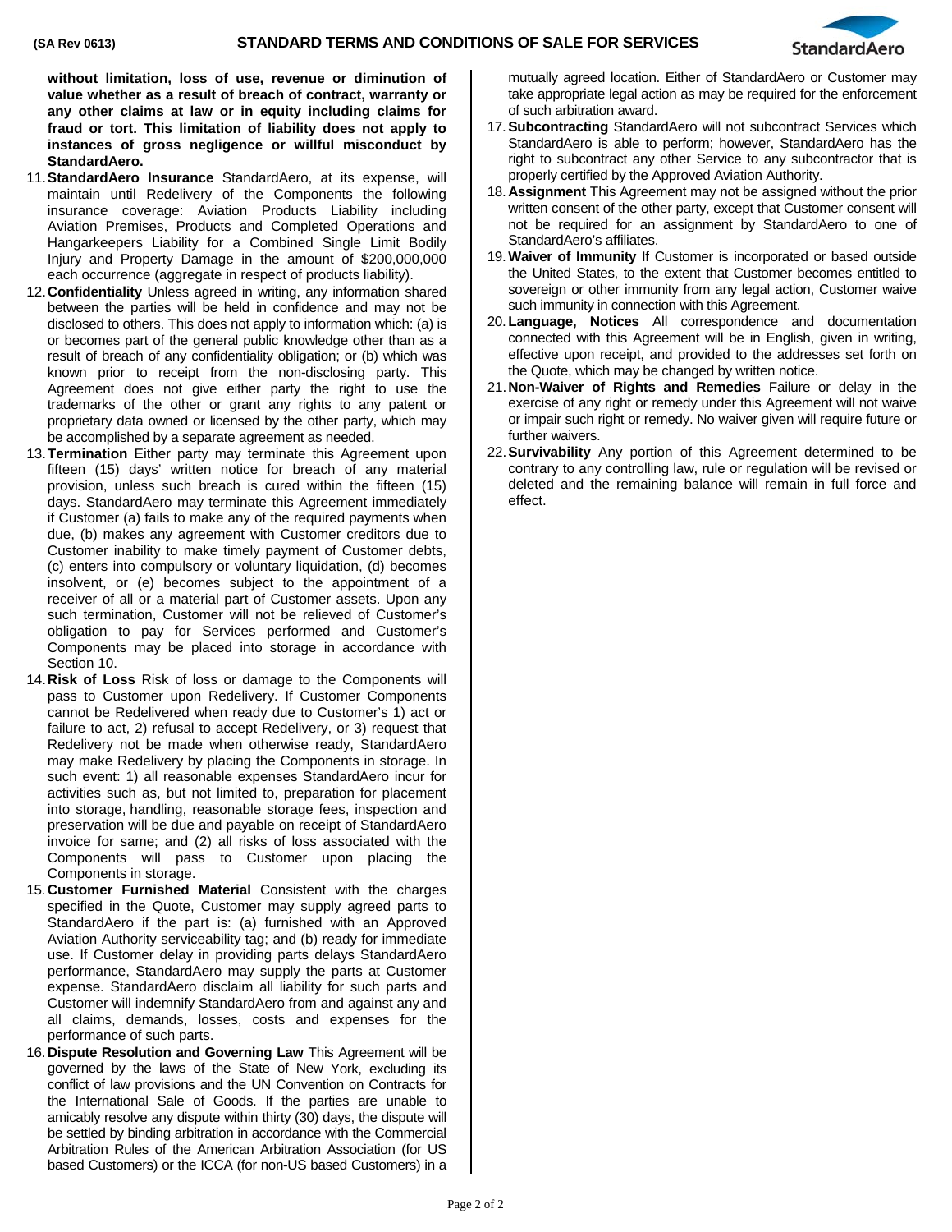**without limitation, loss of use, revenue or diminution of value whether as a result of breach of contract, warranty or any other claims at law or in equity including claims for fraud or tort. This limitation of liability does not apply to instances of gross negligence or willful misconduct by StandardAero.**

11. **StandardAero Insurance** StandardAero, at its expense, will maintain until Redelivery of the Components the following insurance coverage: Aviation Products Liability including Aviation Premises, Products and Completed Operations and Hangarkeepers Liability for a Combined Single Limit Bodily Injury and Property Damage in the amount of $200,000,000 each occurrence (aggregate in respect of products liability).
12. **Confidentiality** Unless agreed in writing, any information shared between the parties will be held in confidence and may not be disclosed to others. This does not apply to information which: (a) is or becomes part of the general public knowledge other than as a result of breach of any confidentiality obligation; or (b) which was known prior to receipt from the non-disclosing party. This Agreement does not give either party the right to use the trademarks of the other or grant any rights to any patent or proprietary data owned or licensed by the other party, which may be accomplished by a separate agreement as needed.
13. **Termination** Either party may terminate this Agreement upon fifteen (15) days' written notice for breach of any material provision, unless such breach is cured within the fifteen (15) days. StandardAero may terminate this Agreement immediately if Customer (a) fails to make any of the required payments when due, (b) makes any agreement with Customer creditors due to Customer inability to make timely payment of Customer debts, (c) enters into compulsory or voluntary liquidation, (d) becomes insolvent, or (e) becomes subject to the appointment of a receiver of all or a material part of Customer assets. Upon any such termination, Customer will not be relieved of Customer's obligation to pay for Services performed and Customer's Components may be placed into storage in accordance with Section 10.
14. **Risk of Loss** Risk of loss or damage to the Components will pass to Customer upon Redelivery. If Customer Components cannot be Redelivered when ready due to Customer's 1) act or failure to act, 2) refusal to accept Redelivery, or 3) request that Redelivery not be made when otherwise ready, StandardAero may make Redelivery by placing the Components in storage. In such event: 1) all reasonable expenses StandardAero incur for activities such as, but not limited to, preparation for placement into storage, handling, reasonable storage fees, inspection and preservation will be due and payable on receipt of StandardAero invoice for same; and (2) all risks of loss associated with the Components will pass to Customer upon placing the Components in storage.
15. **Customer Furnished Material** Consistent with the charges specified in the Quote, Customer may supply agreed parts to StandardAero if the part is: (a) furnished with an Approved Aviation Authority serviceability tag; and (b) ready for immediate use. If Customer delay in providing parts delays StandardAero performance, StandardAero may supply the parts at Customer expense. StandardAero disclaim all liability for such parts and Customer will indemnify StandardAero from and against any and all claims, demands, losses, costs and expenses for the performance of such parts.
16. **Dispute Resolution and Governing Law** This Agreement will be governed by the laws of the State of New York, excluding its conflict of law provisions and the UN Convention on Contracts for the International Sale of Goods. If the parties are unable to amicably resolve any dispute within thirty (30) days, the dispute will be settled by binding arbitration in accordance with the Commercial Arbitration Rules of the American Arbitration Association (for US based Customers) or the ICCA (for non-US based Customers) in a mutually agreed location. Either of StandardAero or Customer may take appropriate legal action as may be required for the enforcement of such arbitration award.
17. **Subcontracting** StandardAero will not subcontract Services which StandardAero is able to perform; however, StandardAero has the right to subcontract any other Service to any subcontractor that is properly certified by the Approved Aviation Authority.
18. **Assignment** This Agreement may not be assigned without the prior written consent of the other party, except that Customer consent will not be required for an assignment by StandardAero to one of StandardAero's affiliates.
19. **Waiver of Immunity** If Customer is incorporated or based outside the United States, to the extent that Customer becomes entitled to sovereign or other immunity from any legal action, Customer waive such immunity in connection with this Agreement.
20. **Language, Notices** All correspondence and documentation connected with this Agreement will be in English, given in writing, effective upon receipt, and provided to the addresses set forth on the Quote, which may be changed by written notice.
21. **Non-Waiver of Rights and Remedies** Failure or delay in the exercise of any right or remedy under this Agreement will not waive or impair such right or remedy. No waiver given will require future or further waivers.
22. **Survivability** Any portion of this Agreement determined to be contrary to any controlling law, rule or regulation will be revised or deleted and the remaining balance will remain in full force and effect.